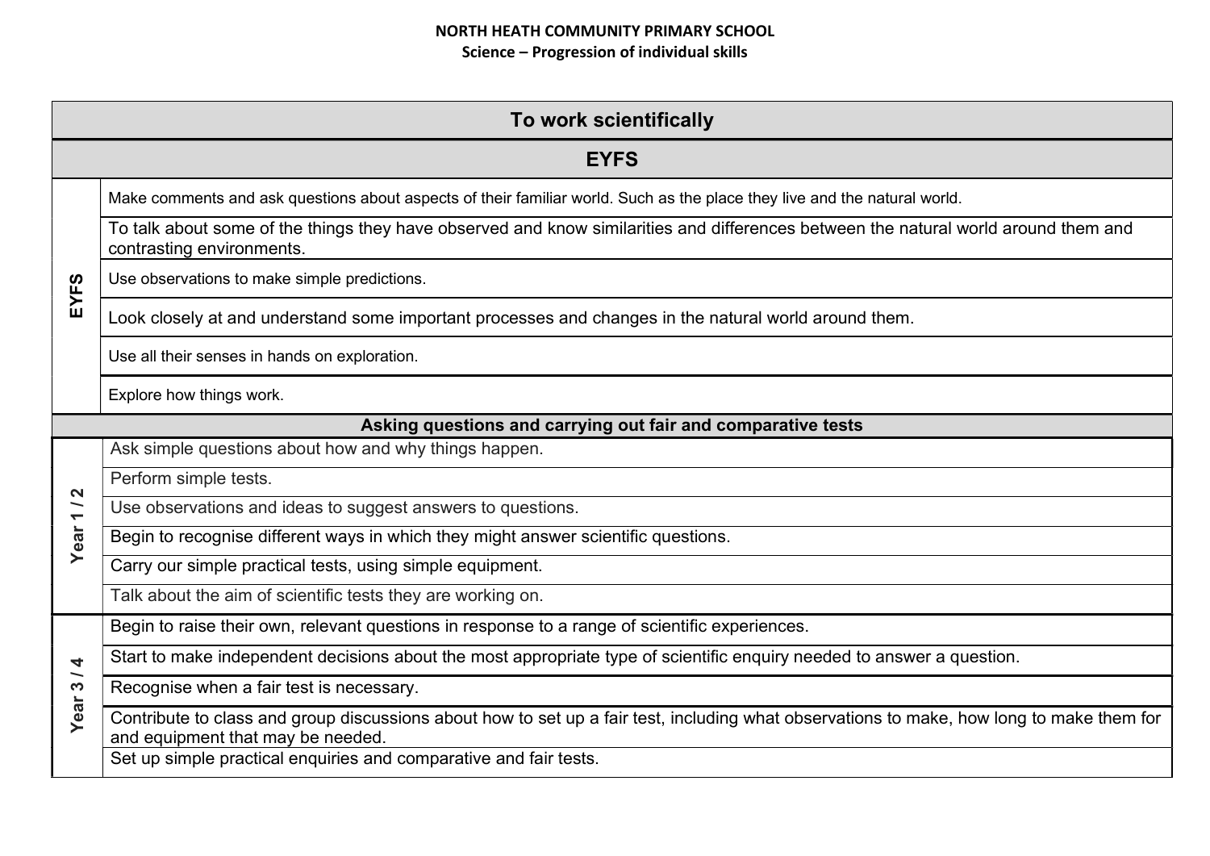**NORTH HEATH COMMUNITY PRIMARY SCHOOL**
**Science – Progression of individual skills**

| To work scientifically | |
|---|---|
| **EYFS** | |
| EYFS | Make comments and ask questions about aspects of their familiar world. Such as the place they live and the natural world. |
| | To talk about some of the things they have observed and know similarities and differences between the natural world around them and contrasting environments. |
| | Use observations to make simple predictions. |
| | Look closely at and understand some important processes and changes in the natural world around them. |
| | Use all their senses in hands on exploration. |
| | Explore how things work. |
| **Asking questions and carrying out fair and comparative tests** | |
| Year 1 / 2 | Ask simple questions about how and why things happen. |
| | Perform simple tests. |
| | Use observations and ideas to suggest answers to questions. |
| | Begin to recognise different ways in which they might answer scientific questions. |
| | Carry our simple practical tests, using simple equipment. |
| | Talk about the aim of scientific tests they are working on. |
| Year 3 / 4 | Begin to raise their own, relevant questions in response to a range of scientific experiences. |
| | Start to make independent decisions about the most appropriate type of scientific enquiry needed to answer a question. |
| | Recognise when a fair test is necessary. |
| | Contribute to class and group discussions about how to set up a fair test, including what observations to make, how long to make them for and equipment that may be needed. |
| | Set up simple practical enquiries and comparative and fair tests. |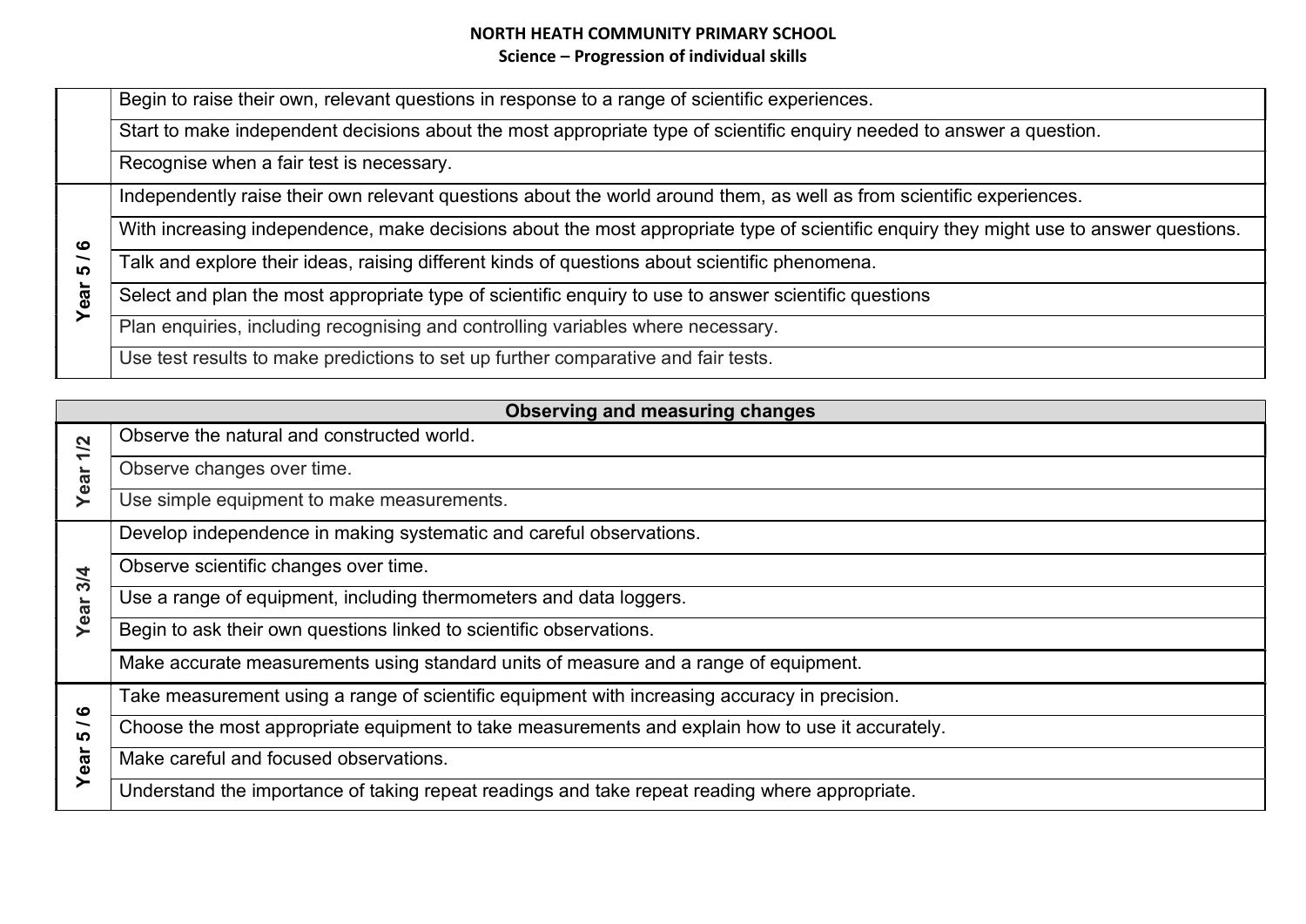**NORTH HEATH COMMUNITY PRIMARY SCHOOL**
**Science – Progression of individual skills**

| | |
|---|---|
| | Begin to raise their own, relevant questions in response to a range of scientific experiences. |
| | Start to make independent decisions about the most appropriate type of scientific enquiry needed to answer a question. |
| | Recognise when a fair test is necessary. |
| Year 5 / 6 | Independently raise their own relevant questions about the world around them, as well as from scientific experiences. |
| | With increasing independence, make decisions about the most appropriate type of scientific enquiry they might use to answer questions. |
| | Talk and explore their ideas, raising different kinds of questions about scientific phenomena. |
| | Select and plan the most appropriate type of scientific enquiry to use to answer scientific questions |
| | Plan enquiries, including recognising and controlling variables where necessary. |
| | Use test results to make predictions to set up further comparative and fair tests. |

| | Observing and measuring changes |
|---|---|
| Year 1/2 | Observe the natural and constructed world. |
| | Observe changes over time. |
| | Use simple equipment to make measurements. |
| Year 3/4 | Develop independence in making systematic and careful observations. |
| | Observe scientific changes over time. |
| | Use a range of equipment, including thermometers and data loggers. |
| | Begin to ask their own questions linked to scientific observations. |
| | Make accurate measurements using standard units of measure and a range of equipment. |
| Year 5 / 6 | Take measurement using a range of scientific equipment with increasing accuracy in precision. |
| | Choose the most appropriate equipment to take measurements and explain how to use it accurately. |
| | Make careful and focused observations. |
| | Understand the importance of taking repeat readings and take repeat reading where appropriate. |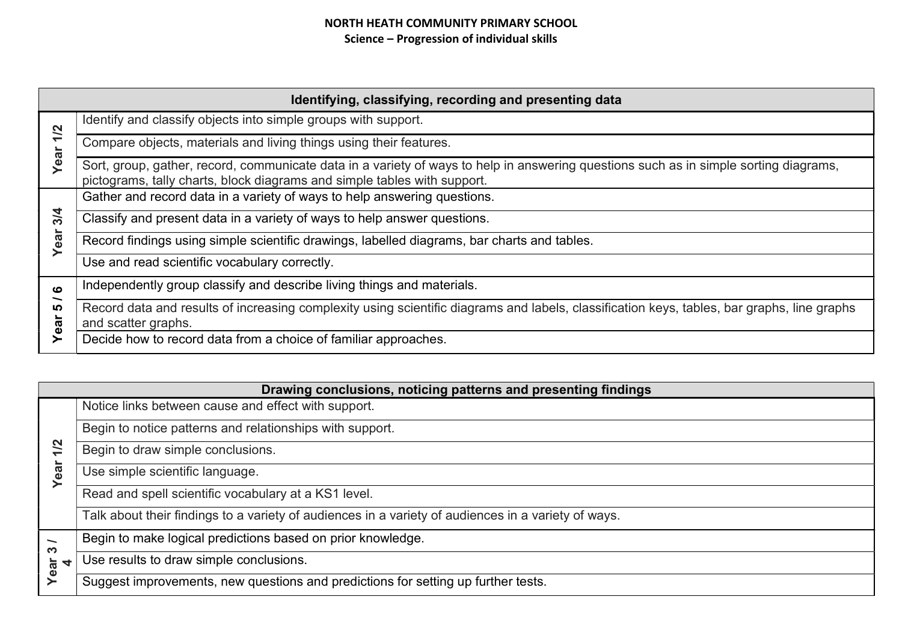**NORTH HEATH COMMUNITY PRIMARY SCHOOL**
**Science – Progression of individual skills**

| Identifying, classifying, recording and presenting data | |
|---|---|
| Year 1/2 | Identify and classify objects into simple groups with support. |
| | Compare objects, materials and living things using their features. |
| | Sort, group, gather, record, communicate data in a variety of ways to help in answering questions such as in simple sorting diagrams, pictograms, tally charts, block diagrams and simple tables with support. |
| Year 3/4 | Gather and record data in a variety of ways to help answering questions. |
| | Classify and present data in a variety of ways to help answer questions. |
| | Record findings using simple scientific drawings, labelled diagrams, bar charts and tables. |
| | Use and read scientific vocabulary correctly. |
| Year 5 / 6 | Independently group classify and describe living things and materials. |
| | Record data and results of increasing complexity using scientific diagrams and labels, classification keys, tables, bar graphs, line graphs and scatter graphs. |
| | Decide how to record data from a choice of familiar approaches. |

| Drawing conclusions, noticing patterns and presenting findings | |
|---|---|
| Year 1/2 | Notice links between cause and effect with support. |
| | Begin to notice patterns and relationships with support. |
| | Begin to draw simple conclusions. |
| | Use simple scientific language. |
| | Read and spell scientific vocabulary at a KS1 level. |
| | Talk about their findings to a variety of audiences in a variety of audiences in a variety of ways. |
| Year 3 / 4 | Begin to make logical predictions based on prior knowledge. |
| | Use results to draw simple conclusions. |
| | Suggest improvements, new questions and predictions for setting up further tests. |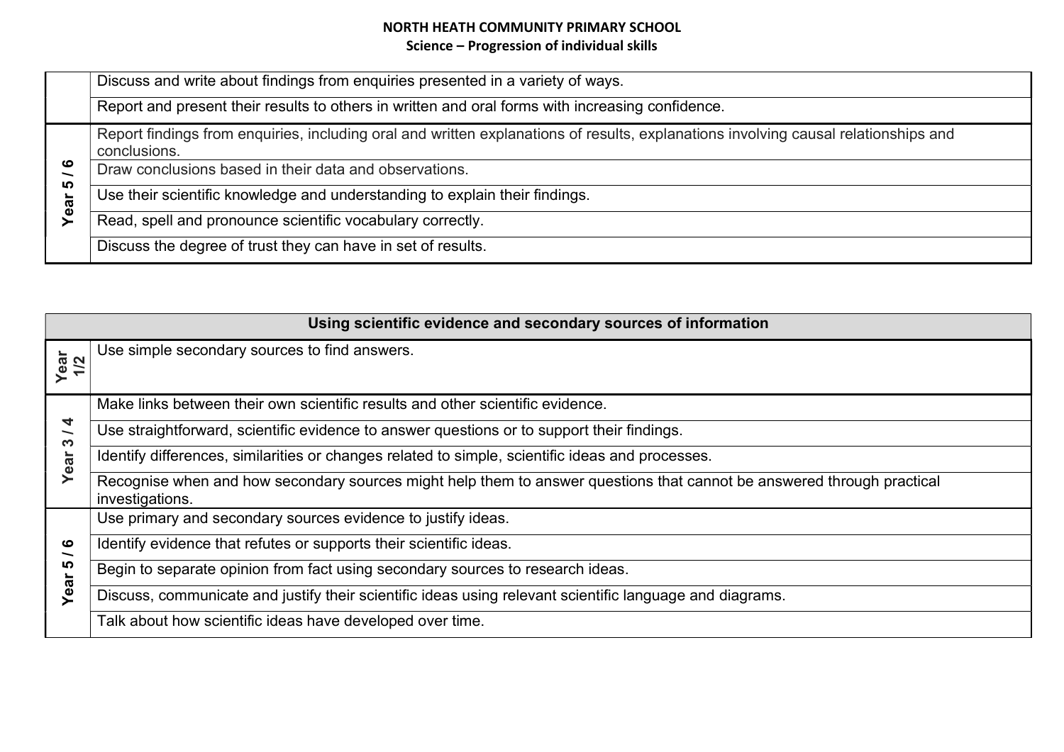| | |
|---|---|
| | Discuss and write about findings from enquiries presented in a variety of ways. |
| | Report and present their results to others in written and oral forms with increasing confidence. |
| **Year 5 / 6** | Report findings from enquiries, including oral and written explanations of results, explanations involving causal relationships and conclusions. |
| | Draw conclusions based in their data and observations. |
| | Use their scientific knowledge and understanding to explain their findings. |
| | Read, spell and pronounce scientific vocabulary correctly. |
| | Discuss the degree of trust they can have in set of results. |

| Using scientific evidence and secondary sources of information | |
|---|---|
| **Year 1/2** | Use simple secondary sources to find answers. |
| **Year 3 / 4** | Make links between their own scientific results and other scientific evidence. |
| | Use straightforward, scientific evidence to answer questions or to support their findings. |
| | Identify differences, similarities or changes related to simple, scientific ideas and processes. |
| | Recognise when and how secondary sources might help them to answer questions that cannot be answered through practical investigations. |
| **Year 5 / 6** | Use primary and secondary sources evidence to justify ideas. |
| | Identify evidence that refutes or supports their scientific ideas. |
| | Begin to separate opinion from fact using secondary sources to research ideas. |
| | Discuss, communicate and justify their scientific ideas using relevant scientific language and diagrams. |
| | Talk about how scientific ideas have developed over time. |